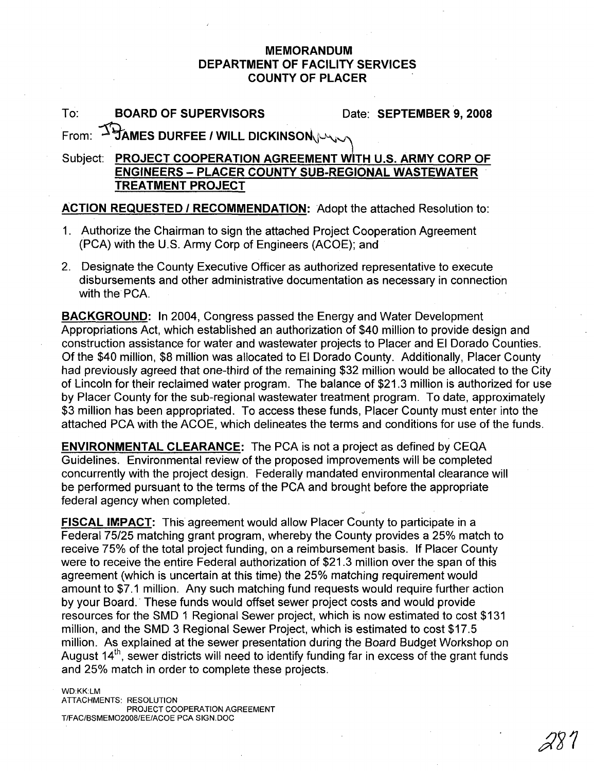# MEMORANDUM
# DEPARTMENT OF FACILITY SERVICES
# COUNTY OF PLACER

To: **BOARD OF SUPERVISORS** Date: **SEPTEMBER 9, 2008**

From: **JAMES DURFEE / WILL DICKINSON**

Subject: **PROJECT COOPERATION AGREEMENT WITH U.S. ARMY CORP OF ENGINEERS – PLACER COUNTY SUB-REGIONAL WASTEWATER TREATMENT PROJECT**

**ACTION REQUESTED / RECOMMENDATION:** Adopt the attached Resolution to:

1. Authorize the Chairman to sign the attached Project Cooperation Agreement (PCA) with the U.S. Army Corp of Engineers (ACOE); and
2. Designate the County Executive Officer as authorized representative to execute disbursements and other administrative documentation as necessary in connection with the PCA.

**BACKGROUND:** In 2004, Congress passed the Energy and Water Development Appropriations Act, which established an authorization of $40 million to provide design and construction assistance for water and wastewater projects to Placer and El Dorado Counties. Of the $40 million, $8 million was allocated to El Dorado County. Additionally, Placer County had previously agreed that one-third of the remaining $32 million would be allocated to the City of Lincoln for their reclaimed water program. The balance of $21.3 million is authorized for use by Placer County for the sub-regional wastewater treatment program. To date, approximately $3 million has been appropriated. To access these funds, Placer County must enter into the attached PCA with the ACOE, which delineates the terms and conditions for use of the funds.

**ENVIRONMENTAL CLEARANCE:** The PCA is not a project as defined by CEQA Guidelines. Environmental review of the proposed improvements will be completed concurrently with the project design. Federally mandated environmental clearance will be performed pursuant to the terms of the PCA and brought before the appropriate federal agency when completed.

**FISCAL IMPACT:** This agreement would allow Placer County to participate in a Federal 75/25 matching grant program, whereby the County provides a 25% match to receive 75% of the total project funding, on a reimbursement basis. If Placer County were to receive the entire Federal authorization of $21.3 million over the span of this agreement (which is uncertain at this time) the 25% matching requirement would amount to $7.1 million. Any such matching fund requests would require further action by your Board. These funds would offset sewer project costs and would provide resources for the SMD 1 Regional Sewer project, which is now estimated to cost $131 million, and the SMD 3 Regional Sewer Project, which is estimated to cost $17.5 million. As explained at the sewer presentation during the Board Budget Workshop on August 14th, sewer districts will need to identify funding far in excess of the grant funds and 25% match in order to complete these projects.

WD:KK:LM
ATTACHMENTS: RESOLUTION
PROJECT COOPERATION AGREEMENT
T/FAC/BSMEMO2008/EE/ACOE PCA SIGN.DOC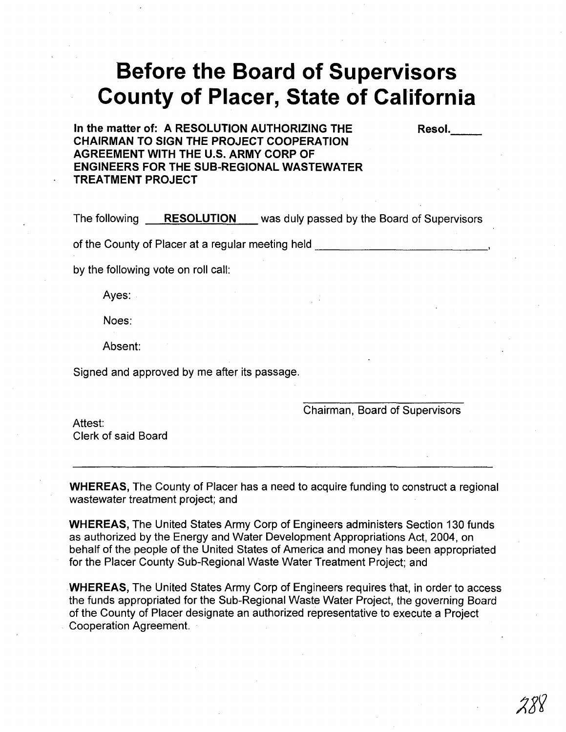# Before the Board of Supervisors
# County of Placer, State of California

**In the matter of: A RESOLUTION AUTHORIZING THE CHAIRMAN TO SIGN THE PROJECT COOPERATION AGREEMENT WITH THE U.S. ARMY CORP OF ENGINEERS FOR THE SUB-REGIONAL WASTEWATER TREATMENT PROJECT**

**Resol.\_\_\_\_\_**

The following **RESOLUTION** was duly passed by the Board of Supervisors

of the County of Placer at a regular meeting held \_\_\_\_\_\_\_\_\_\_\_\_\_\_\_\_\_\_\_\_\_\_\_\_\_\_\_\_,

by the following vote on roll call:

Ayes:

Noes:

Absent:

Signed and approved by me after its passage.

\_\_\_\_\_\_\_\_\_\_\_\_\_\_\_\_\_\_\_\_\_\_\_\_\_\_\_\_
Chairman, Board of Supervisors

Attest:
Clerk of said Board

---

**WHEREAS,** The County of Placer has a need to acquire funding to construct a regional wastewater treatment project; and

**WHEREAS,** The United States Army Corp of Engineers administers Section 130 funds as authorized by the Energy and Water Development Appropriations Act, 2004, on behalf of the people of the United States of America and money has been appropriated for the Placer County Sub-Regional Waste Water Treatment Project; and

**WHEREAS,** The United States Army Corp of Engineers requires that, in order to access the funds appropriated for the Sub-Regional Waste Water Project, the governing Board of the County of Placer designate an authorized representative to execute a Project Cooperation Agreement.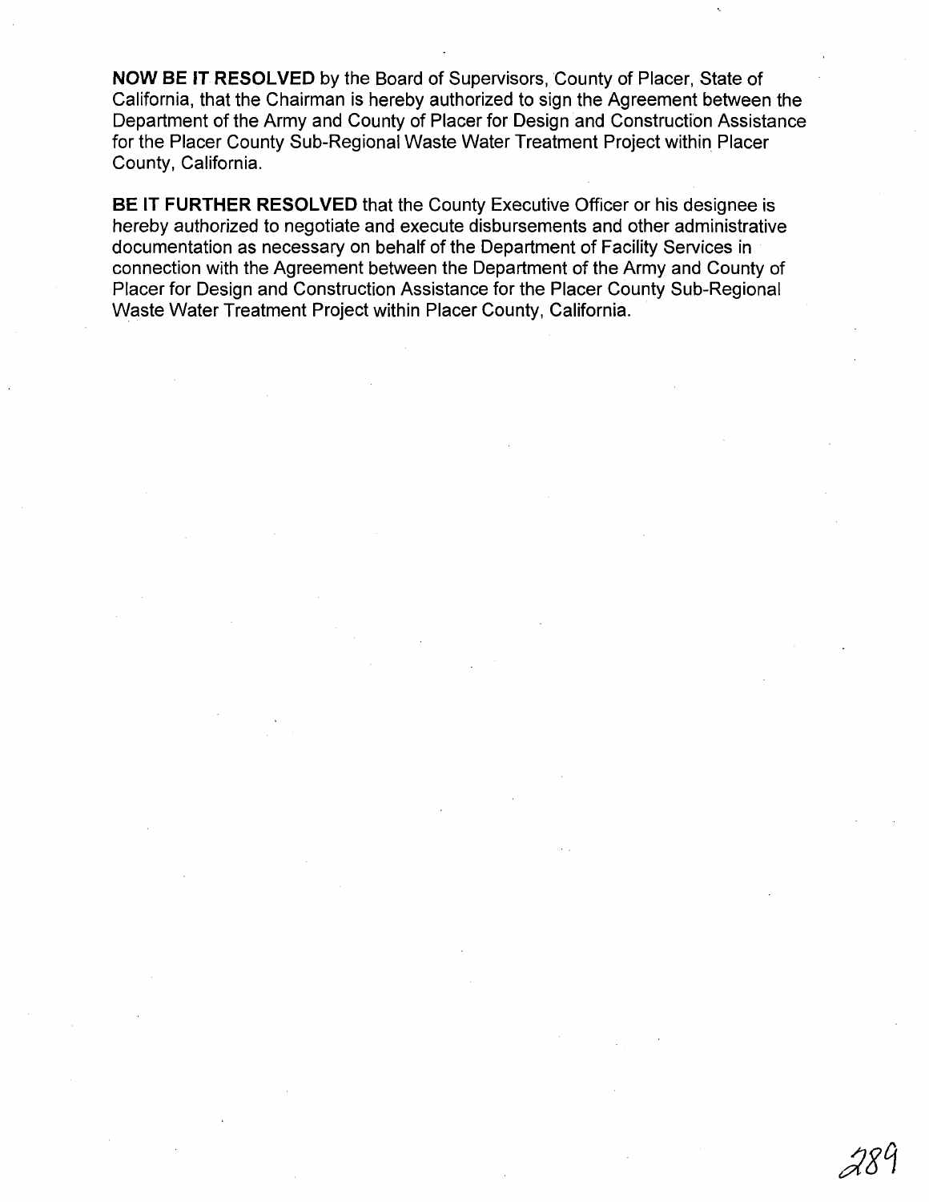**NOW BE IT RESOLVED** by the Board of Supervisors, County of Placer, State of California, that the Chairman is hereby authorized to sign the Agreement between the Department of the Army and County of Placer for Design and Construction Assistance for the Placer County Sub-Regional Waste Water Treatment Project within Placer County, California.

**BE IT FURTHER RESOLVED** that the County Executive Officer or his designee is hereby authorized to negotiate and execute disbursements and other administrative documentation as necessary on behalf of the Department of Facility Services in connection with the Agreement between the Department of the Army and County of Placer for Design and Construction Assistance for the Placer County Sub-Regional Waste Water Treatment Project within Placer County, California.